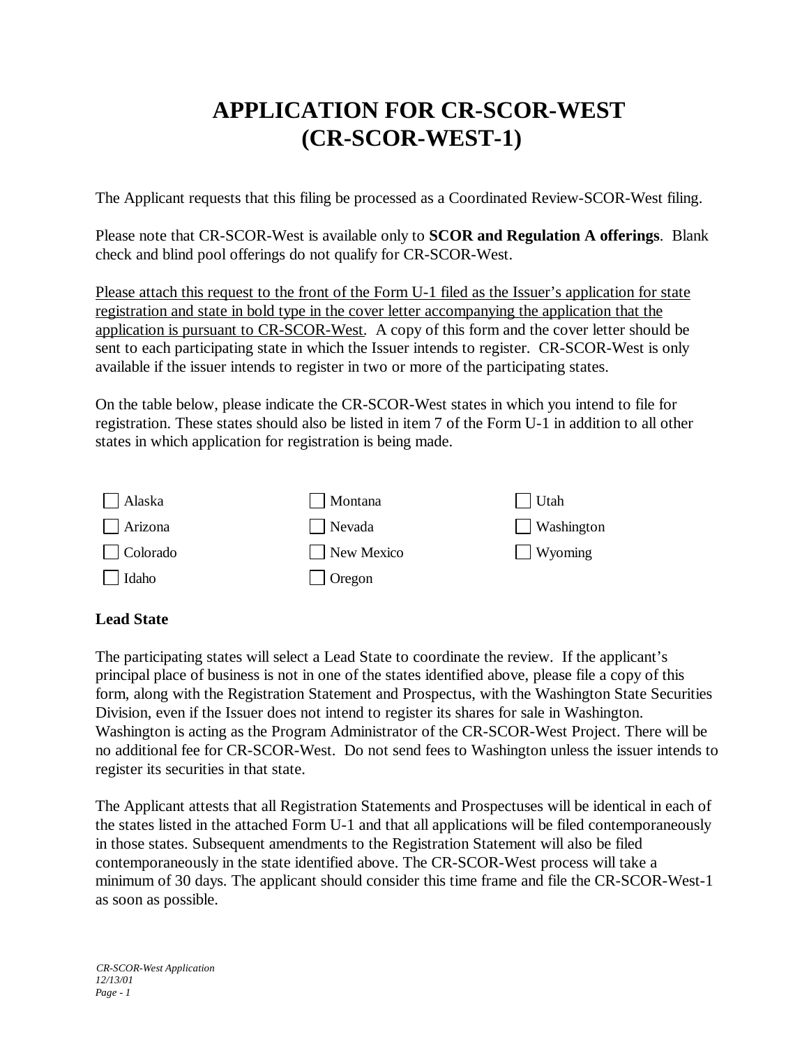# APPLICATION FOR CR-SCOR-WEST (CR-SCOR-WEST-1)

The Applicant requests that this filing be processed as a Coordinated Review-SCOR-West filing.

Please note that CR-SCOR-West is available only to **SCOR and Regulation A offerings**. Blank check and blind pool offerings do not qualify for CR-SCOR-West.

<u>Please attach this request to the front of the Form U-1 filed as the Issuer's application for state registration and state in bold type in the cover letter accompanying the application that the application is pursuant to CR-SCOR-West</u>. A copy of this form and the cover letter should be sent to each participating state in which the Issuer intends to register. CR-SCOR-West is only available if the issuer intends to register in two or more of the participating states.

On the table below, please indicate the CR-SCOR-West states in which you intend to file for registration. These states should also be listed in item 7 of the Form U-1 in addition to all other states in which application for registration is being made.

| | | |
|---|---|---|
| ☐ Alaska | ☐ Montana | ☐ Utah |
| ☐ Arizona | ☐ Nevada | ☐ Washington |
| ☐ Colorado | ☐ New Mexico | ☐ Wyoming |
| ☐ Idaho | ☐ Oregon | |

**Lead State**

The participating states will select a Lead State to coordinate the review. If the applicant's principal place of business is not in one of the states identified above, please file a copy of this form, along with the Registration Statement and Prospectus, with the Washington State Securities Division, even if the Issuer does not intend to register its shares for sale in Washington. Washington is acting as the Program Administrator of the CR-SCOR-West Project. There will be no additional fee for CR-SCOR-West. Do not send fees to Washington unless the issuer intends to register its securities in that state.

The Applicant attests that all Registration Statements and Prospectuses will be identical in each of the states listed in the attached Form U-1 and that all applications will be filed contemporaneously in those states. Subsequent amendments to the Registration Statement will also be filed contemporaneously in the state identified above. The CR-SCOR-West process will take a minimum of 30 days. The applicant should consider this time frame and file the CR-SCOR-West-1 as soon as possible.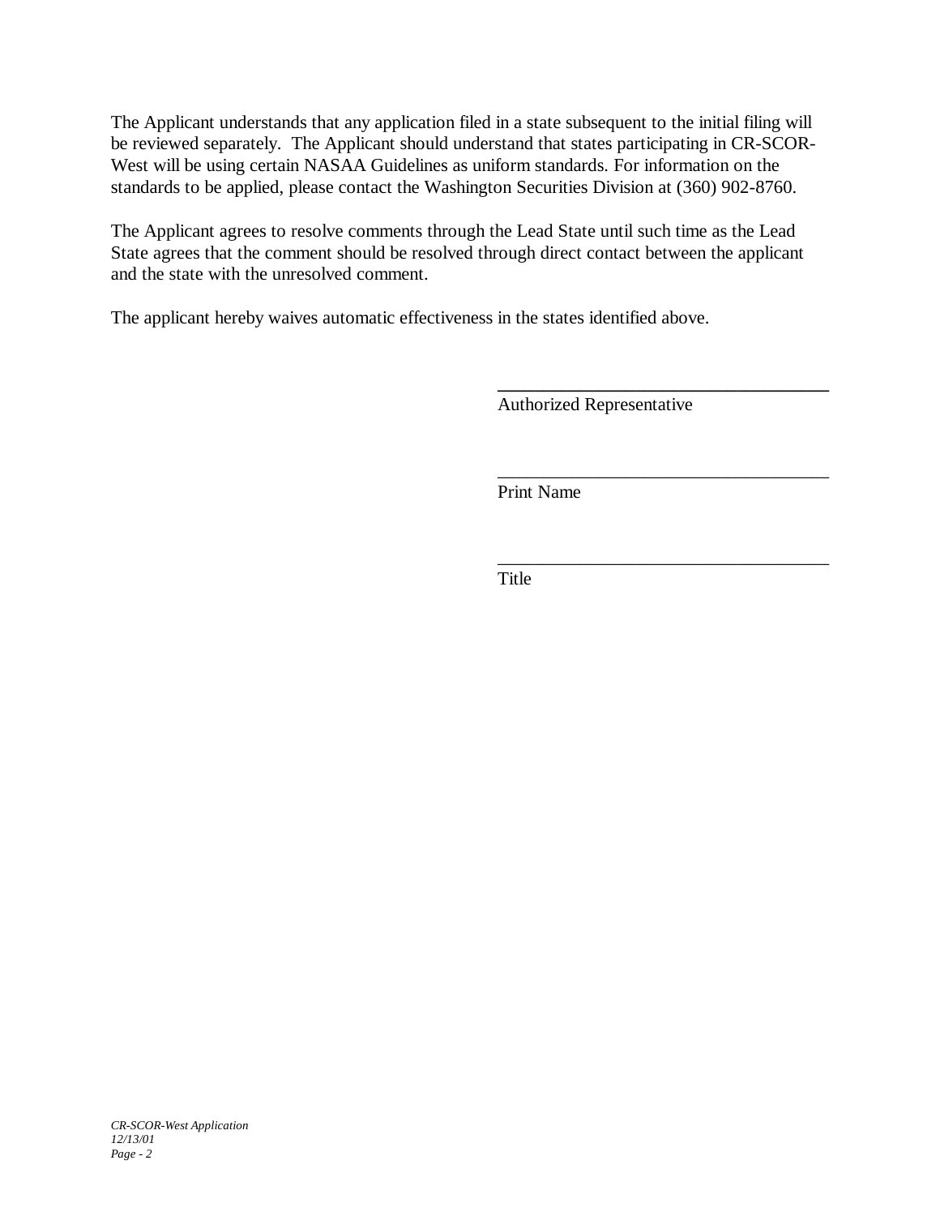The Applicant understands that any application filed in a state subsequent to the initial filing will be reviewed separately. The Applicant should understand that states participating in CR-SCOR-West will be using certain NASAA Guidelines as uniform standards. For information on the standards to be applied, please contact the Washington Securities Division at (360) 902-8760.

The Applicant agrees to resolve comments through the Lead State until such time as the Lead State agrees that the comment should be resolved through direct contact between the applicant and the state with the unresolved comment.

The applicant hereby waives automatic effectiveness in the states identified above.

\_\_\_\_\_\_\_\_\_\_\_\_\_\_\_\_\_\_\_\_\_\_\_\_\_\_\_\_\_\_\_\_\_\_\_\_\_\_
Authorized Representative

\_\_\_\_\_\_\_\_\_\_\_\_\_\_\_\_\_\_\_\_\_\_\_\_\_\_\_\_\_\_\_\_\_\_\_\_\_\_
Print Name

\_\_\_\_\_\_\_\_\_\_\_\_\_\_\_\_\_\_\_\_\_\_\_\_\_\_\_\_\_\_\_\_\_\_\_\_\_\_
Title